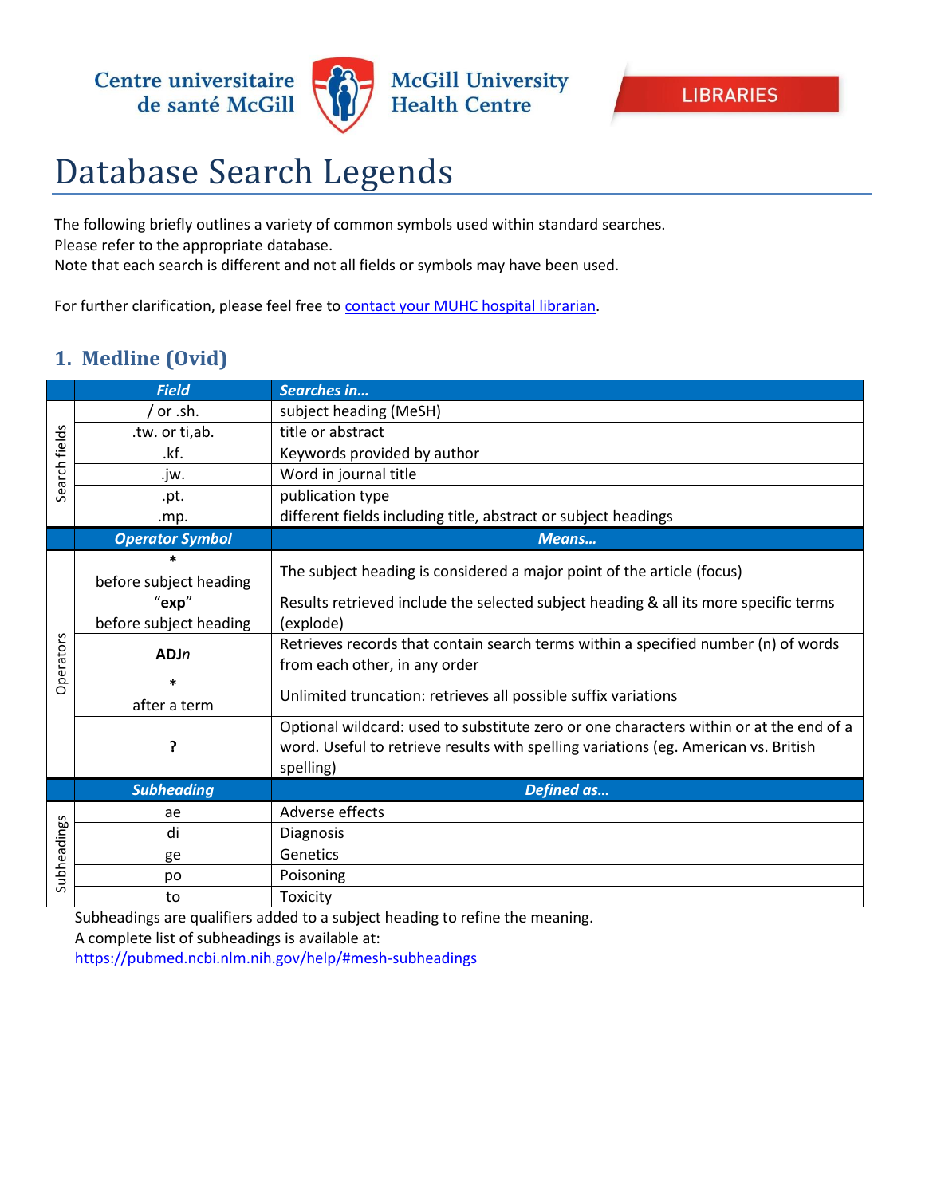Centre universitaire de santé McGill | McGill University Health Centre | LIBRARIES

# Database Search Legends

The following briefly outlines a variety of common symbols used within standard searches.
Please refer to the appropriate database.
Note that each search is different and not all fields or symbols may have been used.

For further clarification, please feel free to contact your MUHC hospital librarian.

## 1. Medline (Ovid)

| | ***Field*** | ***Searches in…*** |
|---|---|---|
| Search fields | / or .sh. | subject heading (MeSH) |
| | .tw. or ti,ab. | title or abstract |
| | .kf. | Keywords provided by author |
| | .jw. | Word in journal title |
| | .pt. | publication type |
| | .mp. | different fields including title, abstract or subject headings |
| | ***Operator Symbol*** | ***Means…*** |
| Operators | **\*** before subject heading | The subject heading is considered a major point of the article (focus) |
| | "**exp**" before subject heading | Results retrieved include the selected subject heading & all its more specific terms (explode) |
| | **ADJ***n* | Retrieves records that contain search terms within a specified number (n) of words from each other, in any order |
| | **\*** after a term | Unlimited truncation: retrieves all possible suffix variations |
| | **?** | Optional wildcard: used to substitute zero or one characters within or at the end of a word. Useful to retrieve results with spelling variations (eg. American vs. British spelling) |
| | ***Subheading*** | ***Defined as…*** |
| Subheadings | ae | Adverse effects |
| | di | Diagnosis |
| | ge | Genetics |
| | po | Poisoning |
| | to | Toxicity |

Subheadings are qualifiers added to a subject heading to refine the meaning.
A complete list of subheadings is available at:
https://pubmed.ncbi.nlm.nih.gov/help/#mesh-subheadings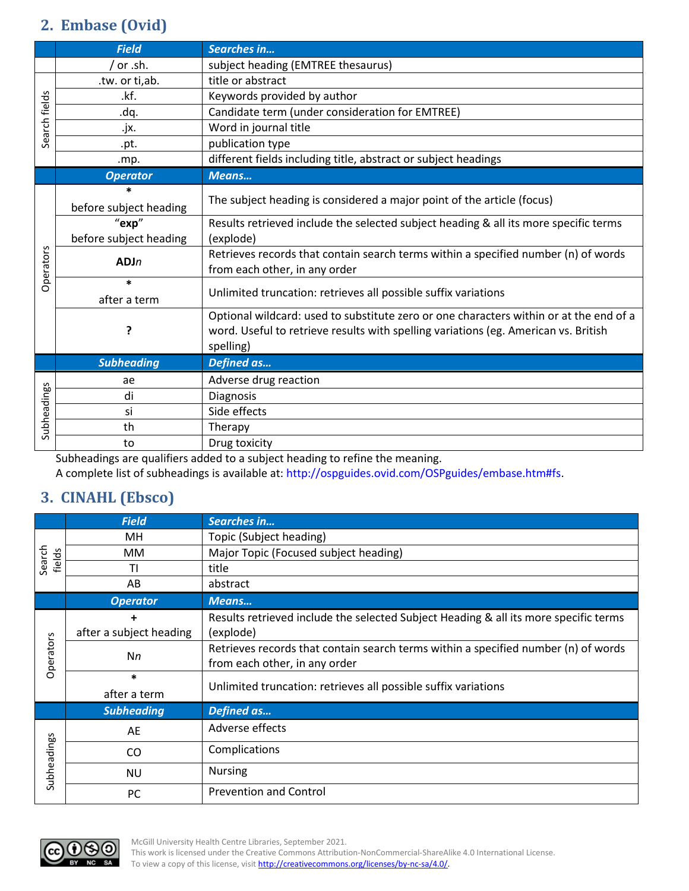## 2. Embase (Ovid)

| | Field | Searches in… |
|---|---|---|
| | / or .sh. | subject heading (EMTREE thesaurus) |
| Search fields | .tw. or ti,ab. | title or abstract |
| | .kf. | Keywords provided by author |
| | .dq. | Candidate term (under consideration for EMTREE) |
| | .jx. | Word in journal title |
| | .pt. | publication type |
| | .mp. | different fields including title, abstract or subject headings |
| | **Operator** | **Means…** |
| Operators | * before subject heading | The subject heading is considered a major point of the article (focus) |
| | "**exp**" before subject heading | Results retrieved include the selected subject heading & all its more specific terms (explode) |
| | **ADJ***n* | Retrieves records that contain search terms within a specified number (n) of words from each other, in any order |
| | * after a term | Unlimited truncation: retrieves all possible suffix variations |
| | **?** | Optional wildcard: used to substitute zero or one characters within or at the end of a word. Useful to retrieve results with spelling variations (eg. American vs. British spelling) |
| | **Subheading** | **Defined as…** |
| Subheadings | ae | Adverse drug reaction |
| | di | Diagnosis |
| | si | Side effects |
| | th | Therapy |
| | to | Drug toxicity |

Subheadings are qualifiers added to a subject heading to refine the meaning.
A complete list of subheadings is available at: http://ospguides.ovid.com/OSPguides/embase.htm#fs.

## 3. CINAHL (Ebsco)

| | Field | Searches in… |
|---|---|---|
| Search fields | MH | Topic (Subject heading) |
| | MM | Major Topic (Focused subject heading) |
| | TI | title |
| | AB | abstract |
| | **Operator** | **Means…** |
| Operators | + after a subject heading | Results retrieved include the selected Subject Heading & all its more specific terms (explode) |
| | N*n* | Retrieves records that contain search terms within a specified number (n) of words from each other, in any order |
| | * after a term | Unlimited truncation: retrieves all possible suffix variations |
| | **Subheading** | **Defined as…** |
| Subheadings | AE | Adverse effects |
| | CO | Complications |
| | NU | Nursing |
| | PC | Prevention and Control |

McGill University Health Centre Libraries, September 2021.
This work is licensed under the Creative Commons Attribution-NonCommercial-ShareAlike 4.0 International License.
To view a copy of this license, visit http://creativecommons.org/licenses/by-nc-sa/4.0/.